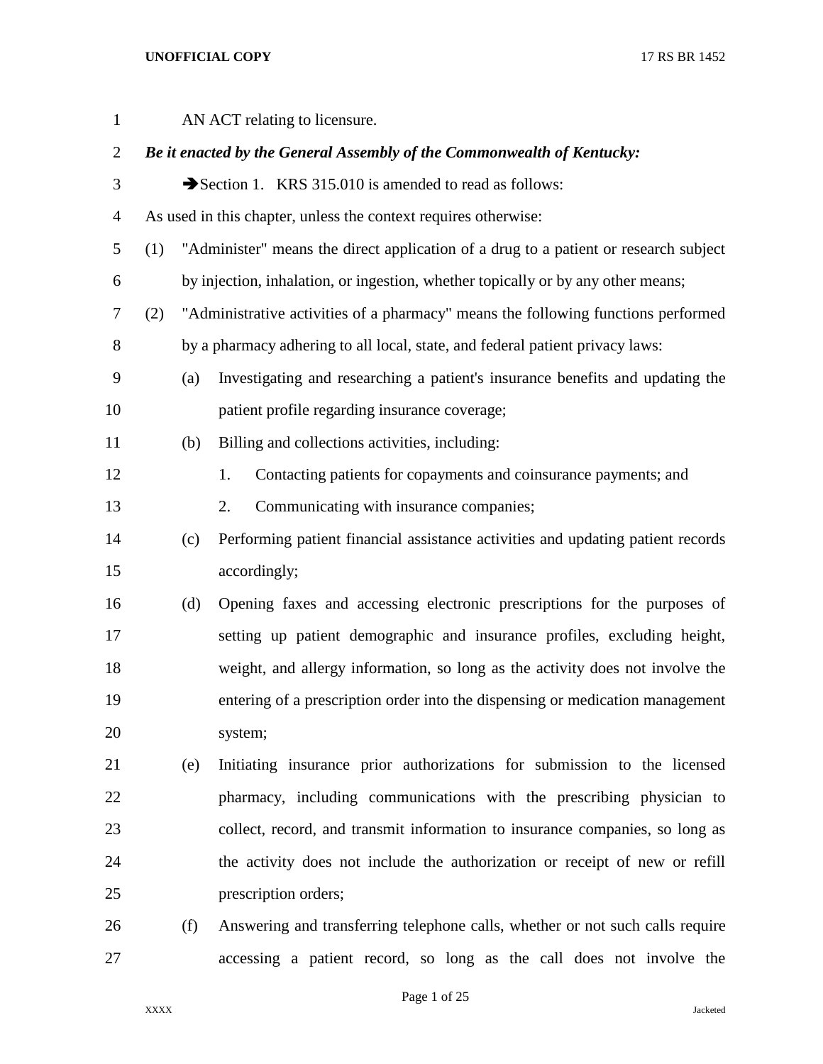AN ACT relating to licensure.

***Be it enacted by the General Assembly of the Commonwealth of Kentucky:***

➔Section 1. KRS 315.010 is amended to read as follows:

As used in this chapter, unless the context requires otherwise:

(1) "Administer" means the direct application of a drug to a patient or research subject by injection, inhalation, or ingestion, whether topically or by any other means;

(2) "Administrative activities of a pharmacy" means the following functions performed by a pharmacy adhering to all local, state, and federal patient privacy laws:

(a) Investigating and researching a patient's insurance benefits and updating the patient profile regarding insurance coverage;

(b) Billing and collections activities, including:

1. Contacting patients for copayments and coinsurance payments; and

2. Communicating with insurance companies;

(c) Performing patient financial assistance activities and updating patient records accordingly;

(d) Opening faxes and accessing electronic prescriptions for the purposes of setting up patient demographic and insurance profiles, excluding height, weight, and allergy information, so long as the activity does not involve the entering of a prescription order into the dispensing or medication management system;

(e) Initiating insurance prior authorizations for submission to the licensed pharmacy, including communications with the prescribing physician to collect, record, and transmit information to insurance companies, so long as the activity does not include the authorization or receipt of new or refill prescription orders;

(f) Answering and transferring telephone calls, whether or not such calls require accessing a patient record, so long as the call does not involve the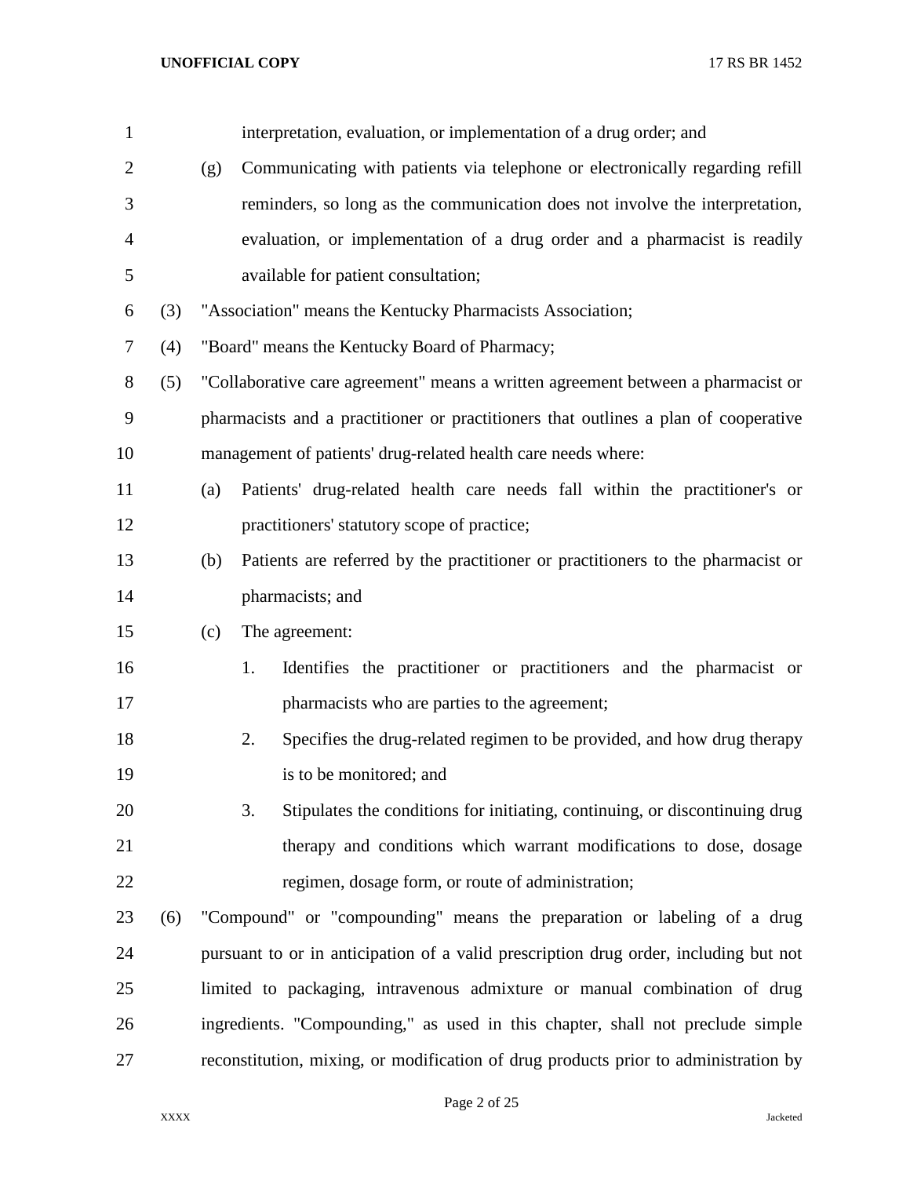interpretation, evaluation, or implementation of a drug order; and

(g) Communicating with patients via telephone or electronically regarding refill reminders, so long as the communication does not involve the interpretation, evaluation, or implementation of a drug order and a pharmacist is readily available for patient consultation;

(3) "Association" means the Kentucky Pharmacists Association;

(4) "Board" means the Kentucky Board of Pharmacy;

(5) "Collaborative care agreement" means a written agreement between a pharmacist or pharmacists and a practitioner or practitioners that outlines a plan of cooperative management of patients' drug-related health care needs where:

(a) Patients' drug-related health care needs fall within the practitioner's or practitioners' statutory scope of practice;

(b) Patients are referred by the practitioner or practitioners to the pharmacist or pharmacists; and

(c) The agreement:

1. Identifies the practitioner or practitioners and the pharmacist or pharmacists who are parties to the agreement;

2. Specifies the drug-related regimen to be provided, and how drug therapy is to be monitored; and

3. Stipulates the conditions for initiating, continuing, or discontinuing drug therapy and conditions which warrant modifications to dose, dosage regimen, dosage form, or route of administration;

(6) "Compound" or "compounding" means the preparation or labeling of a drug pursuant to or in anticipation of a valid prescription drug order, including but not limited to packaging, intravenous admixture or manual combination of drug ingredients. "Compounding," as used in this chapter, shall not preclude simple reconstitution, mixing, or modification of drug products prior to administration by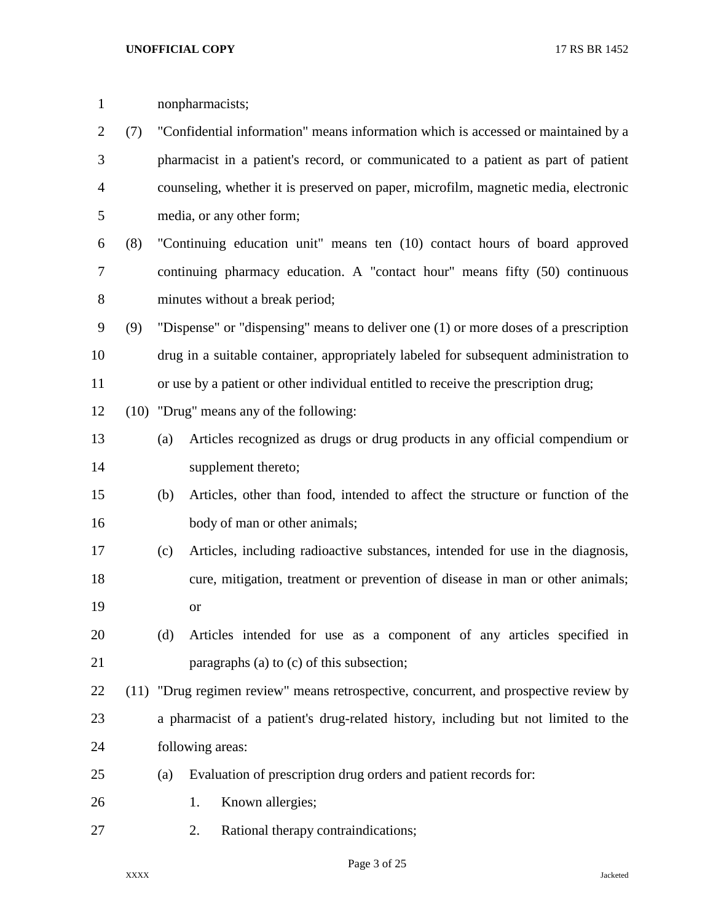nonpharmacists;

(7) "Confidential information" means information which is accessed or maintained by a pharmacist in a patient's record, or communicated to a patient as part of patient counseling, whether it is preserved on paper, microfilm, magnetic media, electronic media, or any other form;

(8) "Continuing education unit" means ten (10) contact hours of board approved continuing pharmacy education. A "contact hour" means fifty (50) continuous minutes without a break period;

(9) "Dispense" or "dispensing" means to deliver one (1) or more doses of a prescription drug in a suitable container, appropriately labeled for subsequent administration to or use by a patient or other individual entitled to receive the prescription drug;

(10) "Drug" means any of the following:

- (a) Articles recognized as drugs or drug products in any official compendium or supplement thereto;
- (b) Articles, other than food, intended to affect the structure or function of the body of man or other animals;
- (c) Articles, including radioactive substances, intended for use in the diagnosis, cure, mitigation, treatment or prevention of disease in man or other animals; or
- (d) Articles intended for use as a component of any articles specified in paragraphs (a) to (c) of this subsection;

(11) "Drug regimen review" means retrospective, concurrent, and prospective review by a pharmacist of a patient's drug-related history, including but not limited to the following areas:

- (a) Evaluation of prescription drug orders and patient records for:
  1. Known allergies;
  2. Rational therapy contraindications;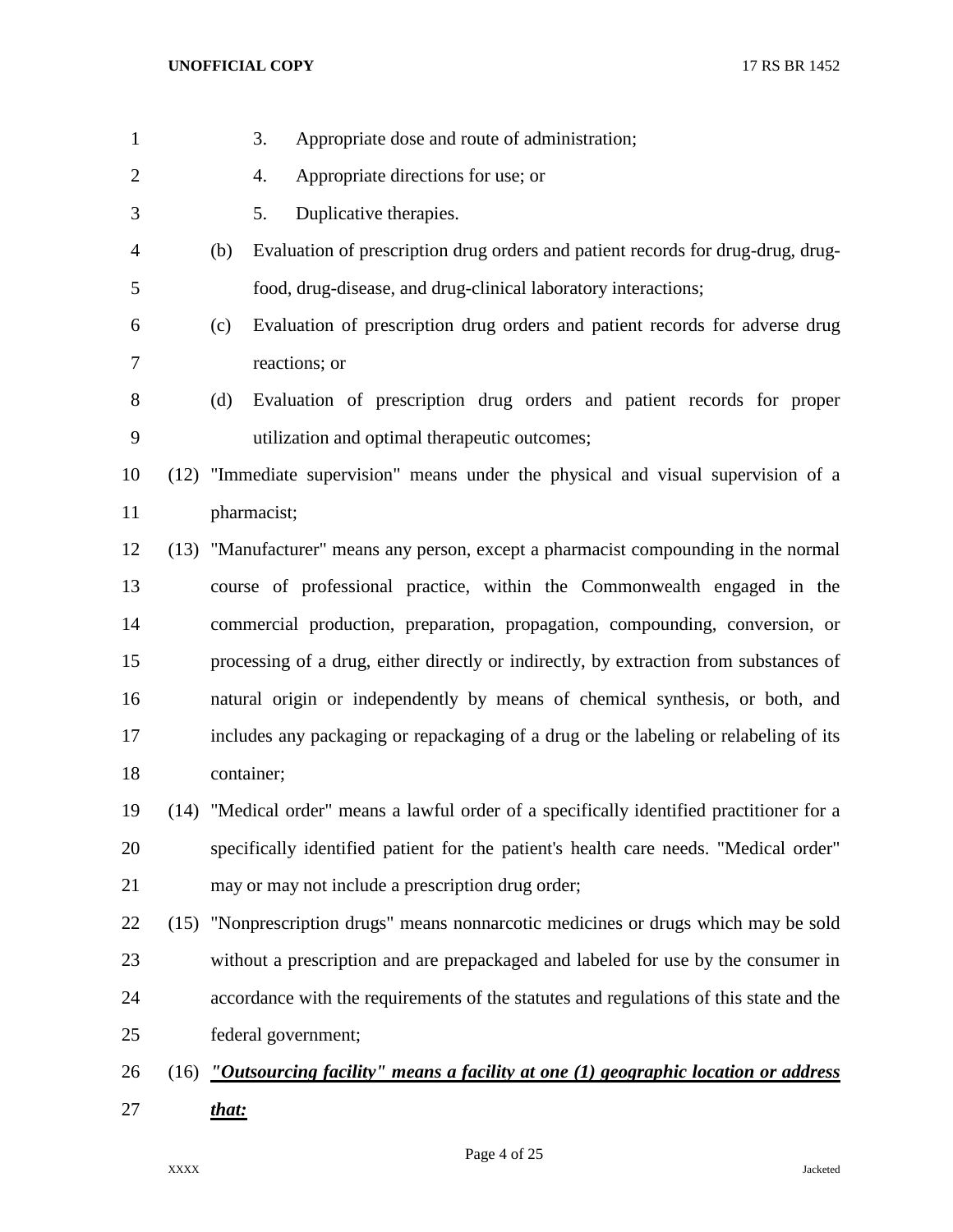3. Appropriate dose and route of administration;

4. Appropriate directions for use; or

5. Duplicative therapies.

(b) Evaluation of prescription drug orders and patient records for drug-drug, drug-food, drug-disease, and drug-clinical laboratory interactions;

(c) Evaluation of prescription drug orders and patient records for adverse drug reactions; or

(d) Evaluation of prescription drug orders and patient records for proper utilization and optimal therapeutic outcomes;

(12) "Immediate supervision" means under the physical and visual supervision of a pharmacist;

(13) "Manufacturer" means any person, except a pharmacist compounding in the normal course of professional practice, within the Commonwealth engaged in the commercial production, preparation, propagation, compounding, conversion, or processing of a drug, either directly or indirectly, by extraction from substances of natural origin or independently by means of chemical synthesis, or both, and includes any packaging or repackaging of a drug or the labeling or relabeling of its container;

(14) "Medical order" means a lawful order of a specifically identified practitioner for a specifically identified patient for the patient's health care needs. "Medical order" may or may not include a prescription drug order;

(15) "Nonprescription drugs" means nonnarcotic medicines or drugs which may be sold without a prescription and are prepackaged and labeled for use by the consumer in accordance with the requirements of the statutes and regulations of this state and the federal government;

(16) ***"Outsourcing facility" means a facility at one (1) geographic location or address that:***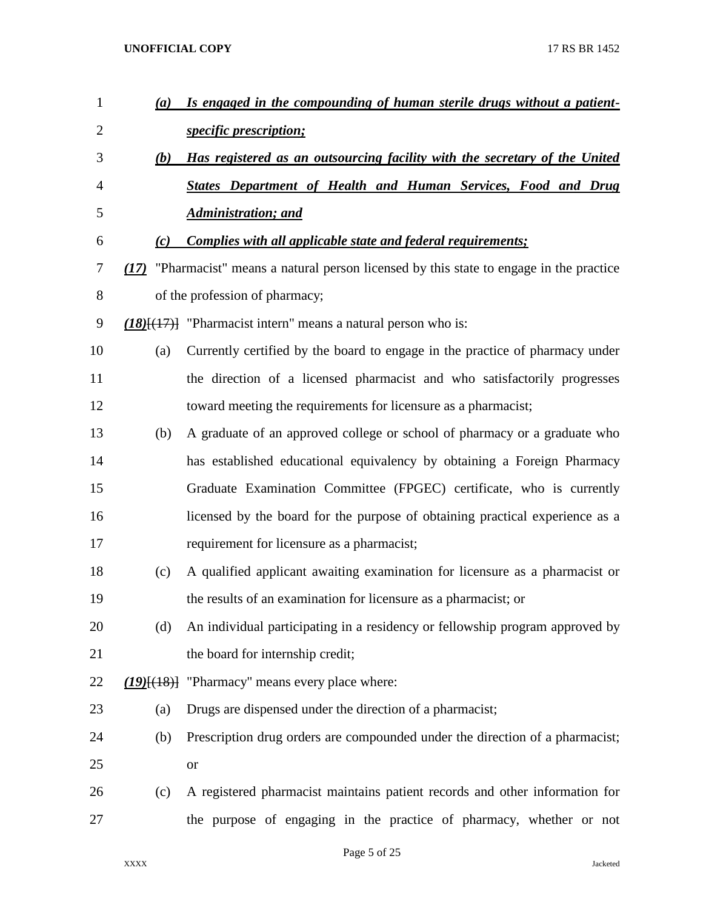*__(a) Is engaged in the compounding of human sterile drugs without a patient-specific prescription;__*

*__(b) Has registered as an outsourcing facility with the secretary of the United States Department of Health and Human Services, Food and Drug Administration; and__*

*__(c) Complies with all applicable state and federal requirements;__*

*__(17)__* "Pharmacist" means a natural person licensed by this state to engage in the practice of the profession of pharmacy;

*__(18)__*[~~(17)~~] "Pharmacist intern" means a natural person who is:

(a) Currently certified by the board to engage in the practice of pharmacy under the direction of a licensed pharmacist and who satisfactorily progresses toward meeting the requirements for licensure as a pharmacist;

(b) A graduate of an approved college or school of pharmacy or a graduate who has established educational equivalency by obtaining a Foreign Pharmacy Graduate Examination Committee (FPGEC) certificate, who is currently licensed by the board for the purpose of obtaining practical experience as a requirement for licensure as a pharmacist;

(c) A qualified applicant awaiting examination for licensure as a pharmacist or the results of an examination for licensure as a pharmacist; or

(d) An individual participating in a residency or fellowship program approved by the board for internship credit;

*__(19)__*[~~(18)~~] "Pharmacy" means every place where:

(a) Drugs are dispensed under the direction of a pharmacist;

(b) Prescription drug orders are compounded under the direction of a pharmacist; or

(c) A registered pharmacist maintains patient records and other information for the purpose of engaging in the practice of pharmacy, whether or not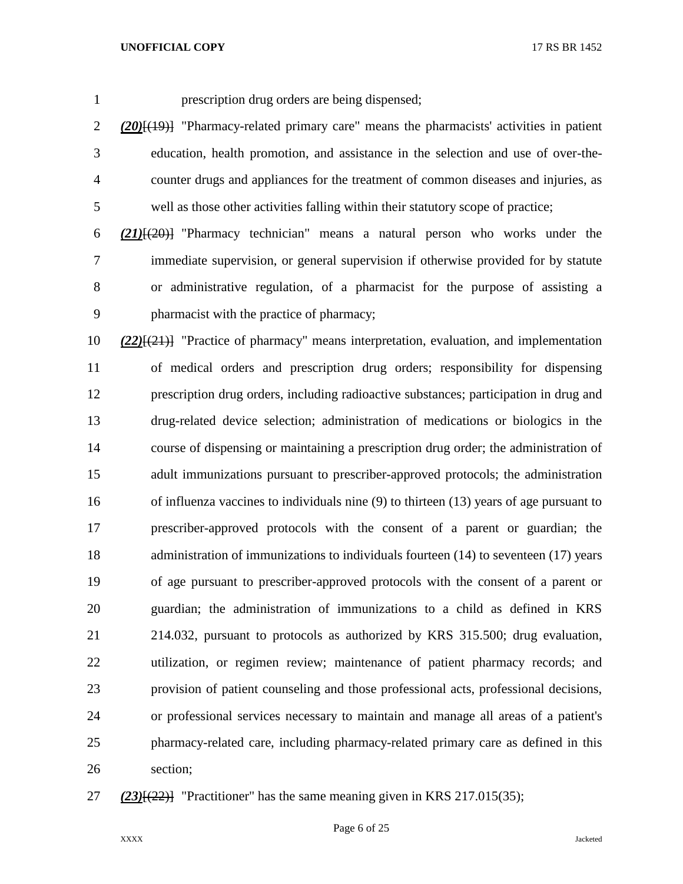prescription drug orders are being dispensed;

***(20)***[(19)] "Pharmacy-related primary care" means the pharmacists' activities in patient education, health promotion, and assistance in the selection and use of over-the-counter drugs and appliances for the treatment of common diseases and injuries, as well as those other activities falling within their statutory scope of practice;

***(21)***[(20)] "Pharmacy technician" means a natural person who works under the immediate supervision, or general supervision if otherwise provided for by statute or administrative regulation, of a pharmacist for the purpose of assisting a pharmacist with the practice of pharmacy;

***(22)***[(21)] "Practice of pharmacy" means interpretation, evaluation, and implementation of medical orders and prescription drug orders; responsibility for dispensing prescription drug orders, including radioactive substances; participation in drug and drug-related device selection; administration of medications or biologics in the course of dispensing or maintaining a prescription drug order; the administration of adult immunizations pursuant to prescriber-approved protocols; the administration of influenza vaccines to individuals nine (9) to thirteen (13) years of age pursuant to prescriber-approved protocols with the consent of a parent or guardian; the administration of immunizations to individuals fourteen (14) to seventeen (17) years of age pursuant to prescriber-approved protocols with the consent of a parent or guardian; the administration of immunizations to a child as defined in KRS 214.032, pursuant to protocols as authorized by KRS 315.500; drug evaluation, utilization, or regimen review; maintenance of patient pharmacy records; and provision of patient counseling and those professional acts, professional decisions, or professional services necessary to maintain and manage all areas of a patient's pharmacy-related care, including pharmacy-related primary care as defined in this section;

***(23)***[(22)] "Practitioner" has the same meaning given in KRS 217.015(35);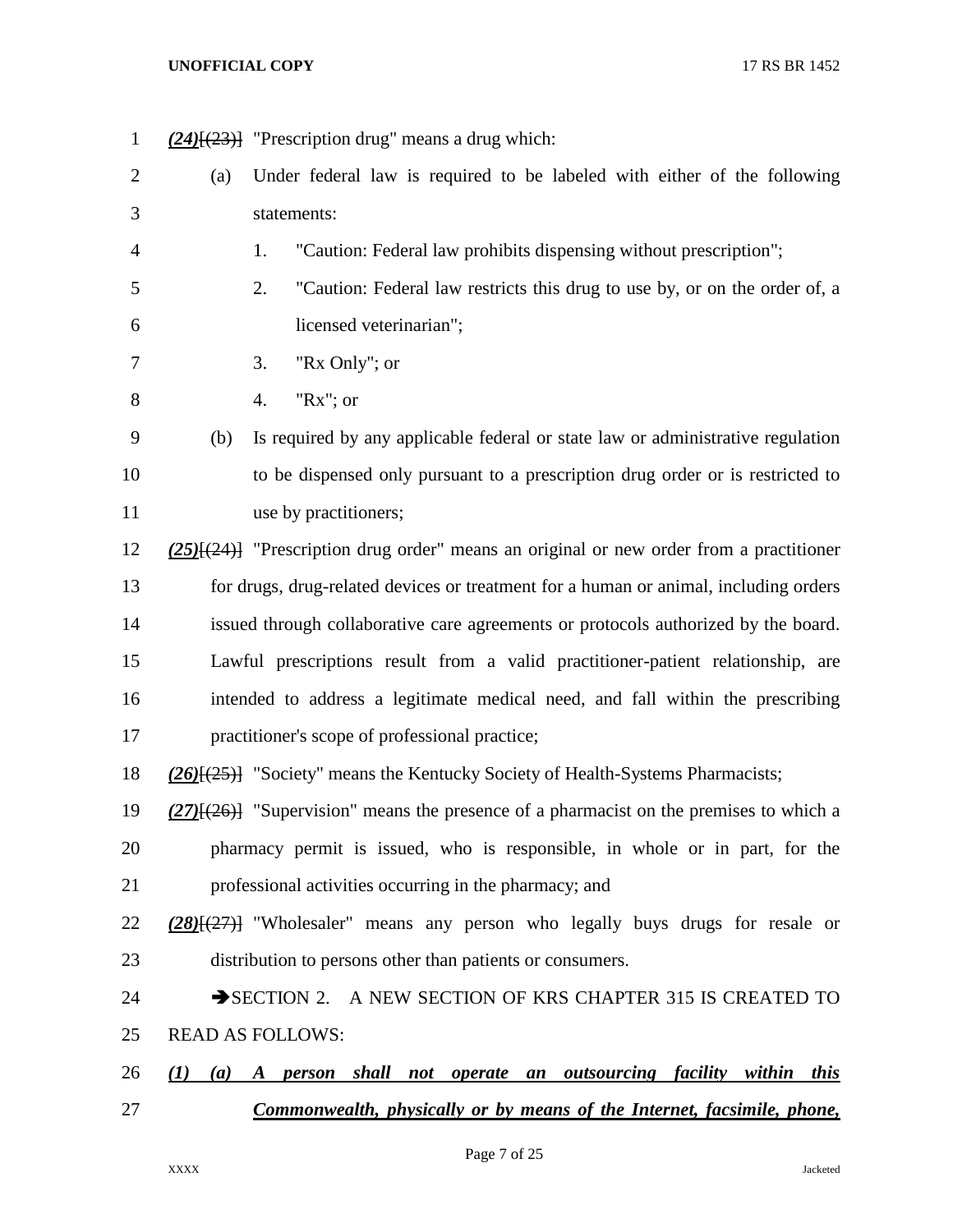*(24)*[(23)] "Prescription drug" means a drug which:

(a) Under federal law is required to be labeled with either of the following statements:

1. "Caution: Federal law prohibits dispensing without prescription";

2. "Caution: Federal law restricts this drug to use by, or on the order of, a licensed veterinarian";

3. "Rx Only"; or

4. "Rx"; or

(b) Is required by any applicable federal or state law or administrative regulation to be dispensed only pursuant to a prescription drug order or is restricted to use by practitioners;

*(25)*[(24)] "Prescription drug order" means an original or new order from a practitioner for drugs, drug-related devices or treatment for a human or animal, including orders issued through collaborative care agreements or protocols authorized by the board. Lawful prescriptions result from a valid practitioner-patient relationship, are intended to address a legitimate medical need, and fall within the prescribing practitioner's scope of professional practice;

*(26)*[(25)] "Society" means the Kentucky Society of Health-Systems Pharmacists;

*(27)*[(26)] "Supervision" means the presence of a pharmacist on the premises to which a pharmacy permit is issued, who is responsible, in whole or in part, for the professional activities occurring in the pharmacy; and

*(28)*[(27)] "Wholesaler" means any person who legally buys drugs for resale or distribution to persons other than patients or consumers.

➔SECTION 2. A NEW SECTION OF KRS CHAPTER 315 IS CREATED TO READ AS FOLLOWS:

***(1) (a) A person shall not operate an outsourcing facility within this Commonwealth, physically or by means of the Internet, facsimile, phone,***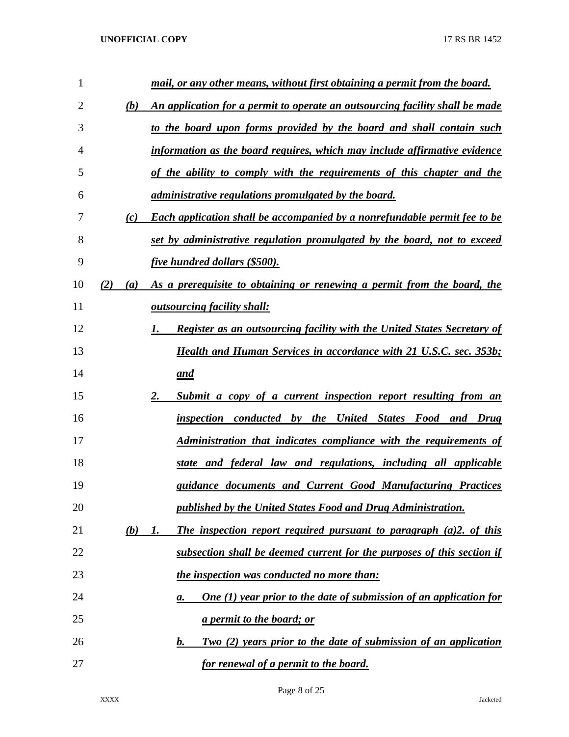***mail, or any other means, without first obtaining a permit from the board.***

***(b) An application for a permit to operate an outsourcing facility shall be made to the board upon forms provided by the board and shall contain such information as the board requires, which may include affirmative evidence of the ability to comply with the requirements of this chapter and the administrative regulations promulgated by the board.***

***(c) Each application shall be accompanied by a nonrefundable permit fee to be set by administrative regulation promulgated by the board, not to exceed five hundred dollars ($500).***

***(2) (a) As a prerequisite to obtaining or renewing a permit from the board, the outsourcing facility shall:***

***1. Register as an outsourcing facility with the United States Secretary of Health and Human Services in accordance with 21 U.S.C. sec. 353b; and***

***2. Submit a copy of a current inspection report resulting from an inspection conducted by the United States Food and Drug Administration that indicates compliance with the requirements of state and federal law and regulations, including all applicable guidance documents and Current Good Manufacturing Practices published by the United States Food and Drug Administration.***

***(b) 1. The inspection report required pursuant to paragraph (a)2. of this subsection shall be deemed current for the purposes of this section if the inspection was conducted no more than:***

***a. One (1) year prior to the date of submission of an application for a permit to the board; or***

***b. Two (2) years prior to the date of submission of an application for renewal of a permit to the board.***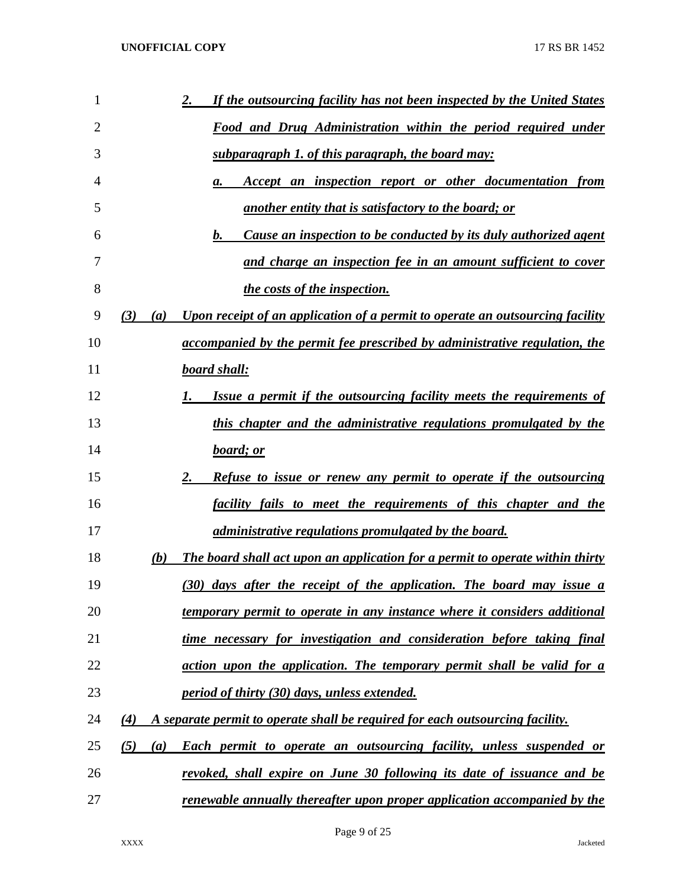2. *If the outsourcing facility has not been inspected by the United States Food and Drug Administration within the period required under subparagraph 1. of this paragraph, the board may:*

   a. *Accept an inspection report or other documentation from another entity that is satisfactory to the board; or*

   b. *Cause an inspection to be conducted by its duly authorized agent and charge an inspection fee in an amount sufficient to cover the costs of the inspection.*

*(3) (a) Upon receipt of an application of a permit to operate an outsourcing facility accompanied by the permit fee prescribed by administrative regulation, the board shall:*

1. *Issue a permit if the outsourcing facility meets the requirements of this chapter and the administrative regulations promulgated by the board; or*

2. *Refuse to issue or renew any permit to operate if the outsourcing facility fails to meet the requirements of this chapter and the administrative regulations promulgated by the board.*

*(b) The board shall act upon an application for a permit to operate within thirty (30) days after the receipt of the application. The board may issue a temporary permit to operate in any instance where it considers additional time necessary for investigation and consideration before taking final action upon the application. The temporary permit shall be valid for a period of thirty (30) days, unless extended.*

*(4) A separate permit to operate shall be required for each outsourcing facility.*

*(5) (a) Each permit to operate an outsourcing facility, unless suspended or revoked, shall expire on June 30 following its date of issuance and be renewable annually thereafter upon proper application accompanied by the*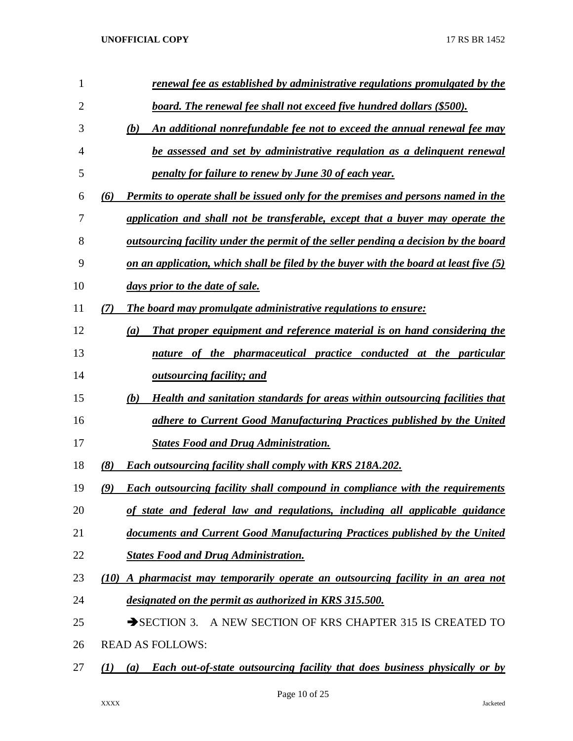*renewal fee as established by administrative regulations promulgated by the board. The renewal fee shall not exceed five hundred dollars ($500).*

*(b) An additional nonrefundable fee not to exceed the annual renewal fee may be assessed and set by administrative regulation as a delinquent renewal penalty for failure to renew by June 30 of each year.*

*(6) Permits to operate shall be issued only for the premises and persons named in the application and shall not be transferable, except that a buyer may operate the outsourcing facility under the permit of the seller pending a decision by the board on an application, which shall be filed by the buyer with the board at least five (5) days prior to the date of sale.*

*(7) The board may promulgate administrative regulations to ensure:*

*(a) That proper equipment and reference material is on hand considering the nature of the pharmaceutical practice conducted at the particular outsourcing facility; and*

*(b) Health and sanitation standards for areas within outsourcing facilities that adhere to Current Good Manufacturing Practices published by the United States Food and Drug Administration.*

*(8) Each outsourcing facility shall comply with KRS 218A.202.*

*(9) Each outsourcing facility shall compound in compliance with the requirements of state and federal law and regulations, including all applicable guidance documents and Current Good Manufacturing Practices published by the United States Food and Drug Administration.*

*(10) A pharmacist may temporarily operate an outsourcing facility in an area not designated on the permit as authorized in KRS 315.500.*

➔SECTION 3. A NEW SECTION OF KRS CHAPTER 315 IS CREATED TO READ AS FOLLOWS:

*(1) (a) Each out-of-state outsourcing facility that does business physically or by*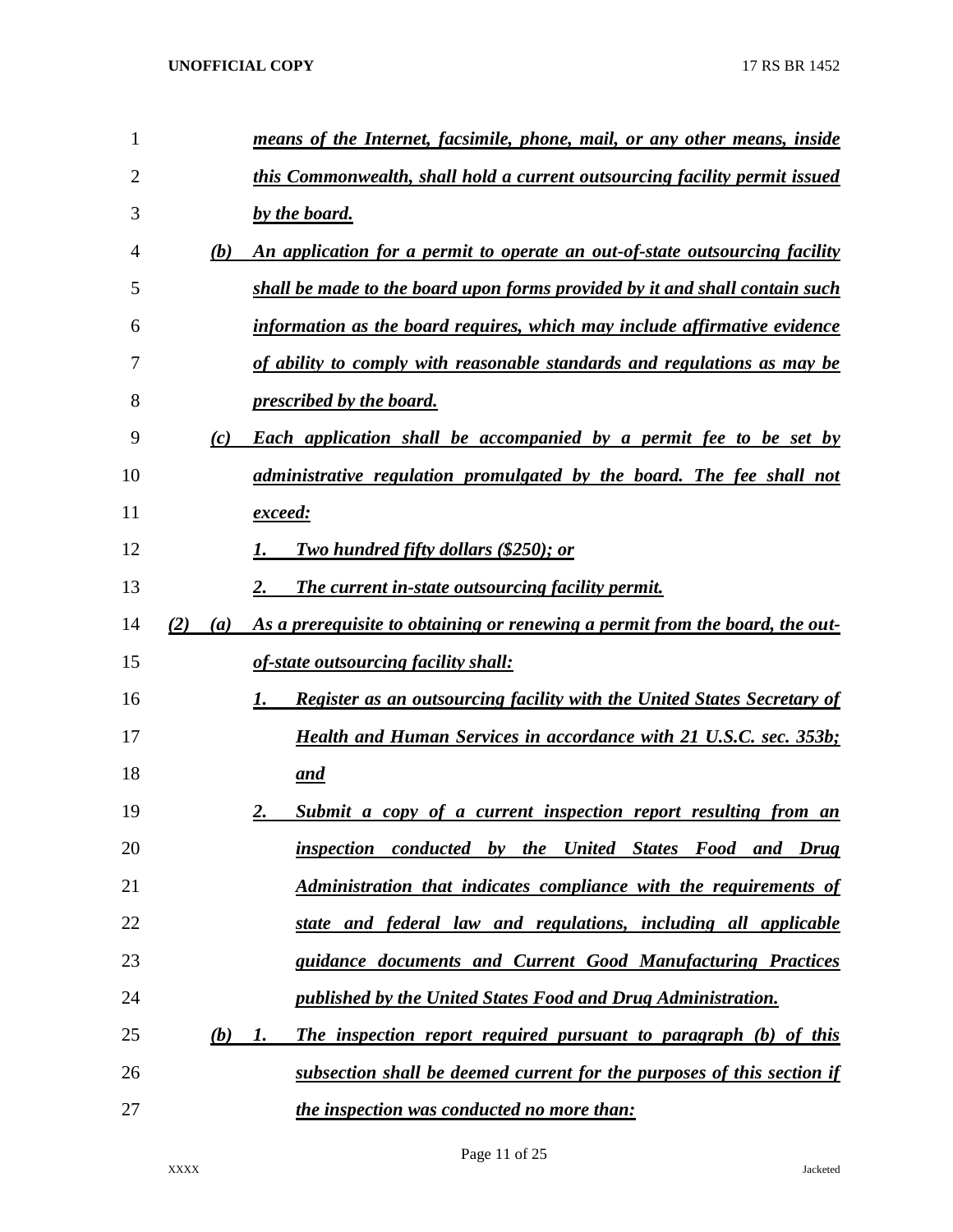***means of the Internet, facsimile, phone, mail, or any other means, inside this Commonwealth, shall hold a current outsourcing facility permit issued by the board.***

***(b) An application for a permit to operate an out-of-state outsourcing facility shall be made to the board upon forms provided by it and shall contain such information as the board requires, which may include affirmative evidence of ability to comply with reasonable standards and regulations as may be prescribed by the board.***

***(c) Each application shall be accompanied by a permit fee to be set by administrative regulation promulgated by the board. The fee shall not exceed:***

***1. Two hundred fifty dollars ($250); or***

***2. The current in-state outsourcing facility permit.***

***(2) (a) As a prerequisite to obtaining or renewing a permit from the board, the out-of-state outsourcing facility shall:***

***1. Register as an outsourcing facility with the United States Secretary of Health and Human Services in accordance with 21 U.S.C. sec. 353b; and***

***2. Submit a copy of a current inspection report resulting from an inspection conducted by the United States Food and Drug Administration that indicates compliance with the requirements of state and federal law and regulations, including all applicable guidance documents and Current Good Manufacturing Practices published by the United States Food and Drug Administration.***

***(b) 1. The inspection report required pursuant to paragraph (b) of this subsection shall be deemed current for the purposes of this section if the inspection was conducted no more than:***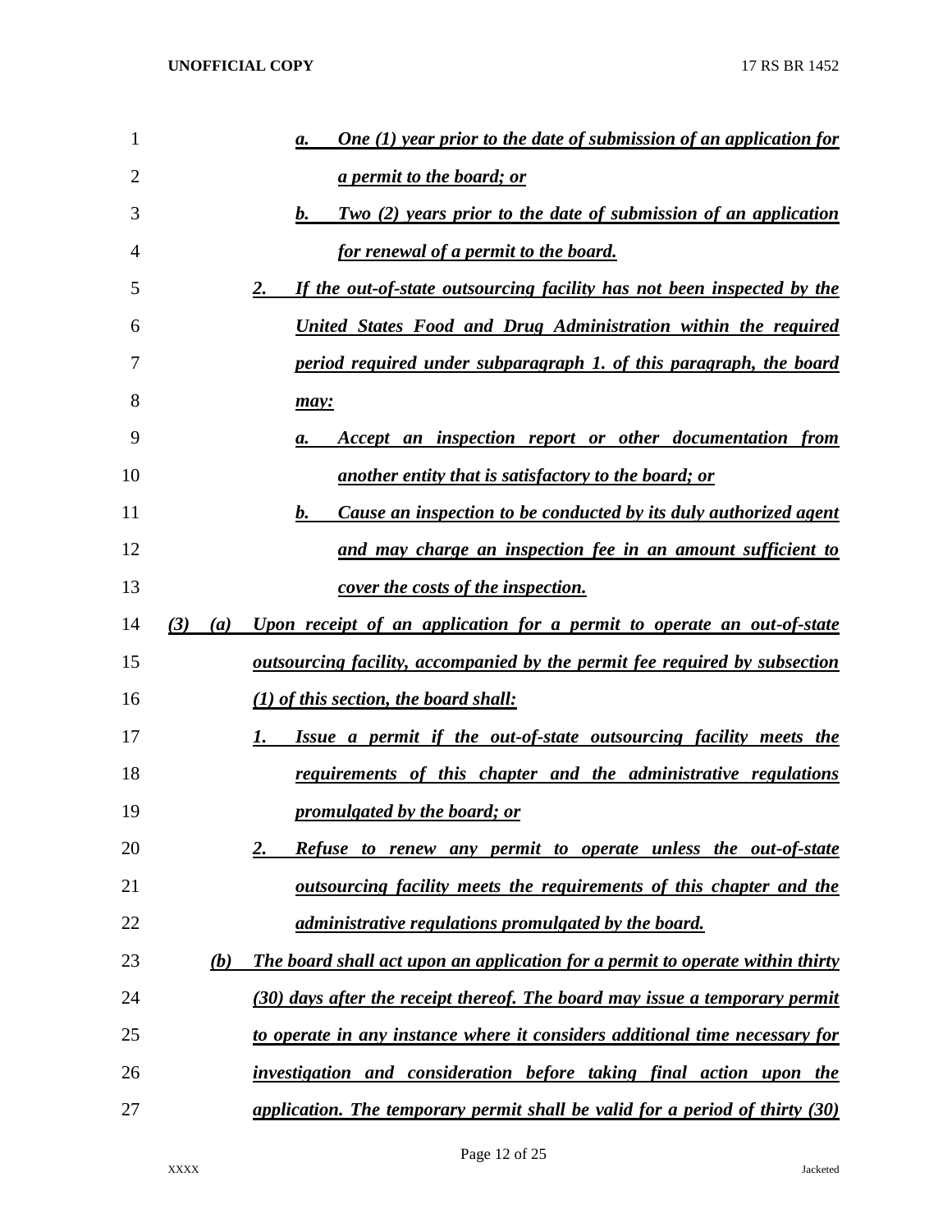a. *One (1) year prior to the date of submission of an application for a permit to the board; or*

b. *Two (2) years prior to the date of submission of an application for renewal of a permit to the board.*

2. *If the out-of-state outsourcing facility has not been inspected by the United States Food and Drug Administration within the required period required under subparagraph 1. of this paragraph, the board may:*

a. *Accept an inspection report or other documentation from another entity that is satisfactory to the board; or*

b. *Cause an inspection to be conducted by its duly authorized agent and may charge an inspection fee in an amount sufficient to cover the costs of the inspection.*

*(3) (a) Upon receipt of an application for a permit to operate an out-of-state outsourcing facility, accompanied by the permit fee required by subsection (1) of this section, the board shall:*

1. *Issue a permit if the out-of-state outsourcing facility meets the requirements of this chapter and the administrative regulations promulgated by the board; or*

2. *Refuse to renew any permit to operate unless the out-of-state outsourcing facility meets the requirements of this chapter and the administrative regulations promulgated by the board.*

*(b) The board shall act upon an application for a permit to operate within thirty (30) days after the receipt thereof. The board may issue a temporary permit to operate in any instance where it considers additional time necessary for investigation and consideration before taking final action upon the application. The temporary permit shall be valid for a period of thirty (30)*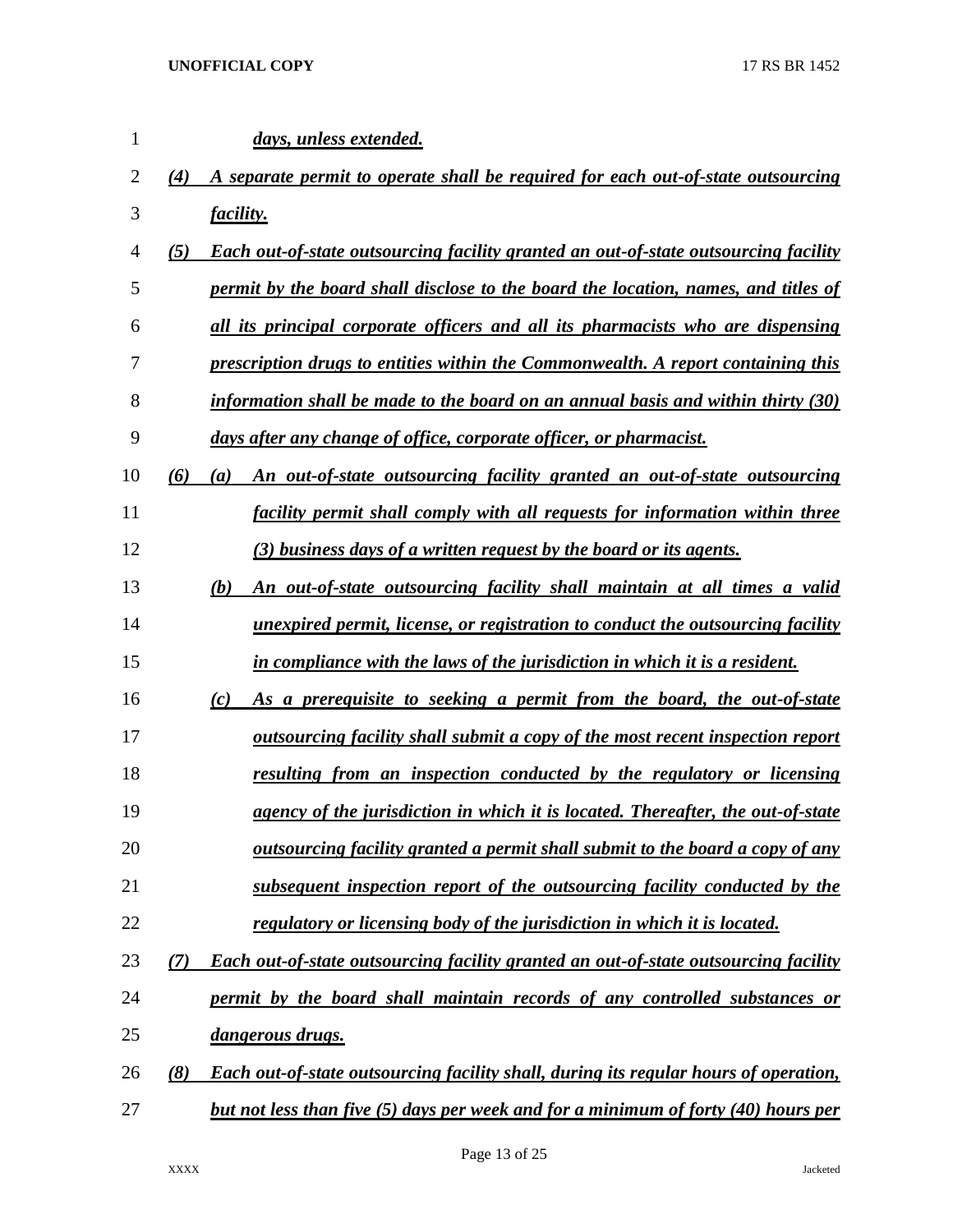***days, unless extended.***

***(4) A separate permit to operate shall be required for each out-of-state outsourcing facility.***

***(5) Each out-of-state outsourcing facility granted an out-of-state outsourcing facility permit by the board shall disclose to the board the location, names, and titles of all its principal corporate officers and all its pharmacists who are dispensing prescription drugs to entities within the Commonwealth. A report containing this information shall be made to the board on an annual basis and within thirty (30) days after any change of office, corporate officer, or pharmacist.***

***(6) (a) An out-of-state outsourcing facility granted an out-of-state outsourcing facility permit shall comply with all requests for information within three (3) business days of a written request by the board or its agents.***

***(b) An out-of-state outsourcing facility shall maintain at all times a valid unexpired permit, license, or registration to conduct the outsourcing facility in compliance with the laws of the jurisdiction in which it is a resident.***

***(c) As a prerequisite to seeking a permit from the board, the out-of-state outsourcing facility shall submit a copy of the most recent inspection report resulting from an inspection conducted by the regulatory or licensing agency of the jurisdiction in which it is located. Thereafter, the out-of-state outsourcing facility granted a permit shall submit to the board a copy of any subsequent inspection report of the outsourcing facility conducted by the regulatory or licensing body of the jurisdiction in which it is located.***

***(7) Each out-of-state outsourcing facility granted an out-of-state outsourcing facility permit by the board shall maintain records of any controlled substances or dangerous drugs.***

***(8) Each out-of-state outsourcing facility shall, during its regular hours of operation, but not less than five (5) days per week and for a minimum of forty (40) hours per***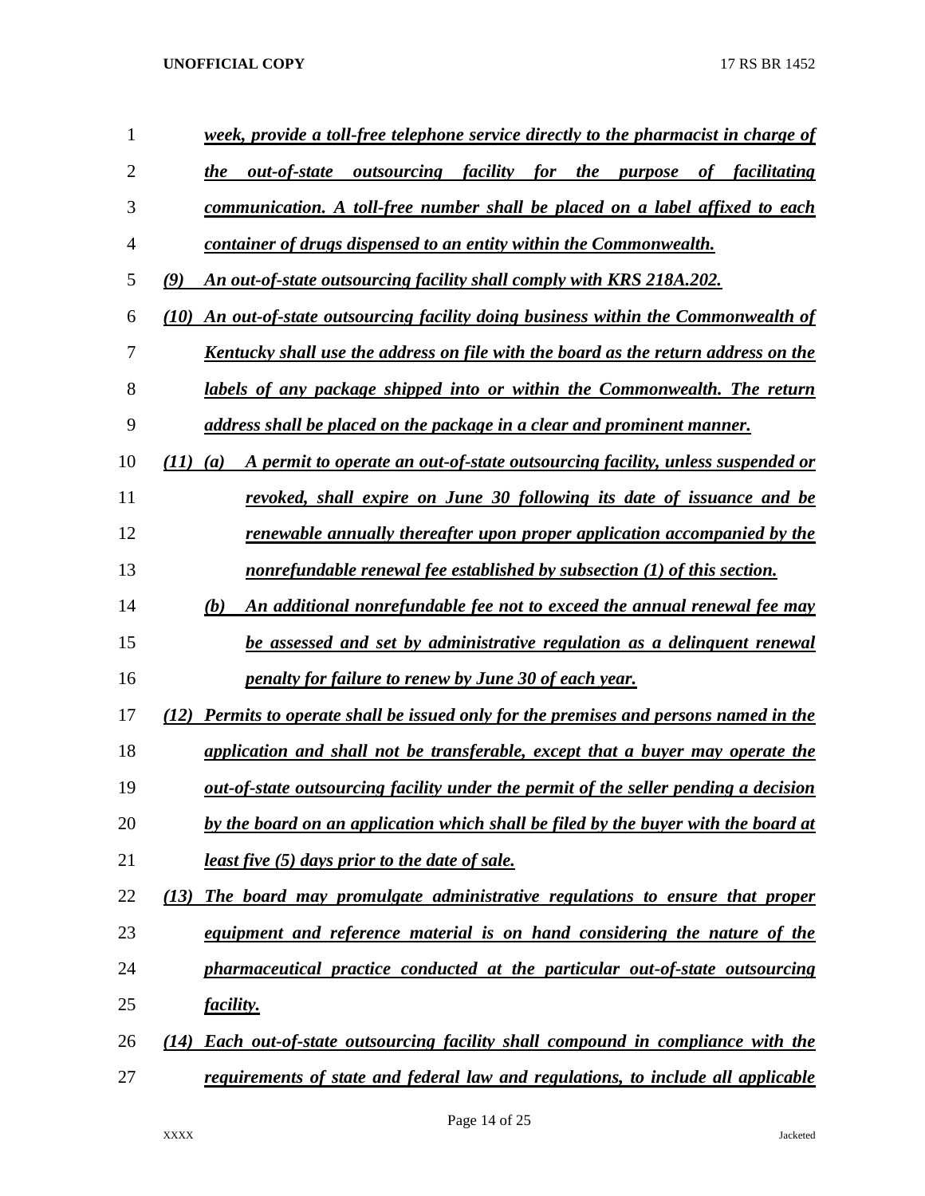*week, provide a toll-free telephone service directly to the pharmacist in charge of the out-of-state outsourcing facility for the purpose of facilitating communication. A toll-free number shall be placed on a label affixed to each container of drugs dispensed to an entity within the Commonwealth.*

*(9) An out-of-state outsourcing facility shall comply with KRS 218A.202.*

*(10) An out-of-state outsourcing facility doing business within the Commonwealth of Kentucky shall use the address on file with the board as the return address on the labels of any package shipped into or within the Commonwealth. The return address shall be placed on the package in a clear and prominent manner.*

*(11) (a) A permit to operate an out-of-state outsourcing facility, unless suspended or revoked, shall expire on June 30 following its date of issuance and be renewable annually thereafter upon proper application accompanied by the nonrefundable renewal fee established by subsection (1) of this section.*

*(b) An additional nonrefundable fee not to exceed the annual renewal fee may be assessed and set by administrative regulation as a delinquent renewal penalty for failure to renew by June 30 of each year.*

*(12) Permits to operate shall be issued only for the premises and persons named in the application and shall not be transferable, except that a buyer may operate the out-of-state outsourcing facility under the permit of the seller pending a decision by the board on an application which shall be filed by the buyer with the board at least five (5) days prior to the date of sale.*

*(13) The board may promulgate administrative regulations to ensure that proper equipment and reference material is on hand considering the nature of the pharmaceutical practice conducted at the particular out-of-state outsourcing facility.*

*(14) Each out-of-state outsourcing facility shall compound in compliance with the requirements of state and federal law and regulations, to include all applicable*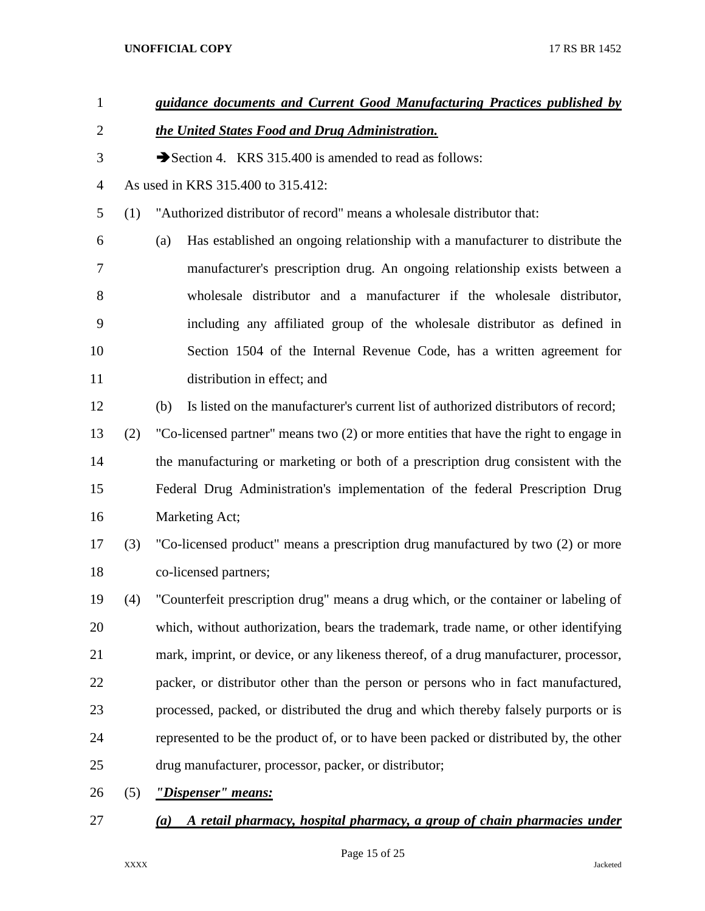***guidance documents and Current Good Manufacturing Practices published by the United States Food and Drug Administration.***

➔Section 4. KRS 315.400 is amended to read as follows:

As used in KRS 315.400 to 315.412:

(1) "Authorized distributor of record" means a wholesale distributor that:

(a) Has established an ongoing relationship with a manufacturer to distribute the manufacturer's prescription drug. An ongoing relationship exists between a wholesale distributor and a manufacturer if the wholesale distributor, including any affiliated group of the wholesale distributor as defined in Section 1504 of the Internal Revenue Code, has a written agreement for distribution in effect; and

(b) Is listed on the manufacturer's current list of authorized distributors of record;

(2) "Co-licensed partner" means two (2) or more entities that have the right to engage in the manufacturing or marketing or both of a prescription drug consistent with the Federal Drug Administration's implementation of the federal Prescription Drug Marketing Act;

(3) "Co-licensed product" means a prescription drug manufactured by two (2) or more co-licensed partners;

(4) "Counterfeit prescription drug" means a drug which, or the container or labeling of which, without authorization, bears the trademark, trade name, or other identifying mark, imprint, or device, or any likeness thereof, of a drug manufacturer, processor, packer, or distributor other than the person or persons who in fact manufactured, processed, packed, or distributed the drug and which thereby falsely purports or is represented to be the product of, or to have been packed or distributed by, the other drug manufacturer, processor, packer, or distributor;

(5) ***"Dispenser" means:***

***(a) A retail pharmacy, hospital pharmacy, a group of chain pharmacies under***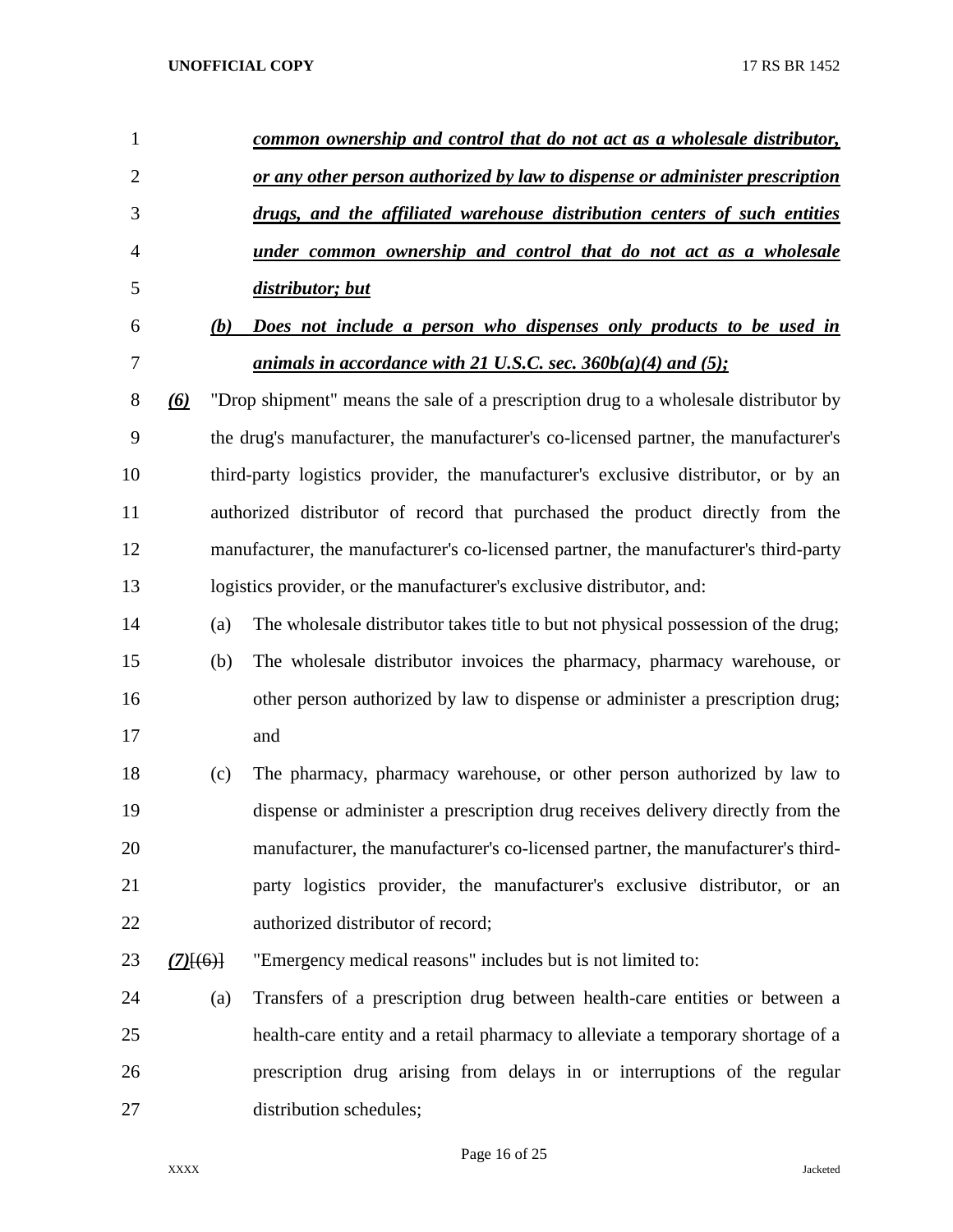*__common ownership and control that do not act as a wholesale distributor, or any other person authorized by law to dispense or administer prescription drugs, and the affiliated warehouse distribution centers of such entities under common ownership and control that do not act as a wholesale distributor; but__*

*__(b) Does not include a person who dispenses only products to be used in animals in accordance with 21 U.S.C. sec. 360b(a)(4) and (5);__*

*__(6)__* "Drop shipment" means the sale of a prescription drug to a wholesale distributor by the drug's manufacturer, the manufacturer's co-licensed partner, the manufacturer's third-party logistics provider, the manufacturer's exclusive distributor, or by an authorized distributor of record that purchased the product directly from the manufacturer, the manufacturer's co-licensed partner, the manufacturer's third-party logistics provider, or the manufacturer's exclusive distributor, and:

(a) The wholesale distributor takes title to but not physical possession of the drug;

(b) The wholesale distributor invoices the pharmacy, pharmacy warehouse, or other person authorized by law to dispense or administer a prescription drug; and

(c) The pharmacy, pharmacy warehouse, or other person authorized by law to dispense or administer a prescription drug receives delivery directly from the manufacturer, the manufacturer's co-licensed partner, the manufacturer's third-party logistics provider, the manufacturer's exclusive distributor, or an authorized distributor of record;

*__(7)__*[~~(6)~~] "Emergency medical reasons" includes but is not limited to:

(a) Transfers of a prescription drug between health-care entities or between a health-care entity and a retail pharmacy to alleviate a temporary shortage of a prescription drug arising from delays in or interruptions of the regular distribution schedules;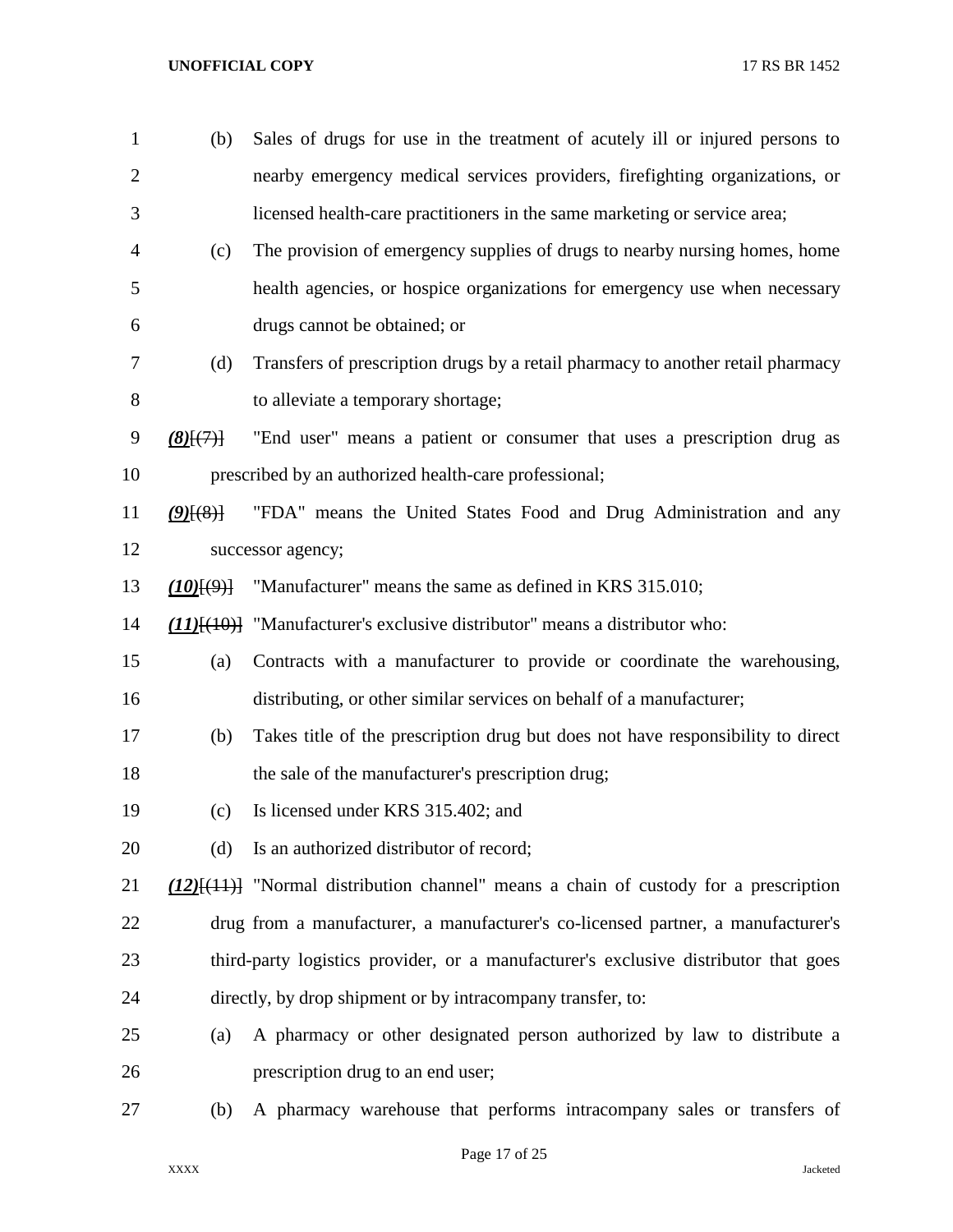(b) Sales of drugs for use in the treatment of acutely ill or injured persons to nearby emergency medical services providers, firefighting organizations, or licensed health-care practitioners in the same marketing or service area;

(c) The provision of emergency supplies of drugs to nearby nursing homes, home health agencies, or hospice organizations for emergency use when necessary drugs cannot be obtained; or

(d) Transfers of prescription drugs by a retail pharmacy to another retail pharmacy to alleviate a temporary shortage;

***(8)***~~[(7)]~~ "End user" means a patient or consumer that uses a prescription drug as prescribed by an authorized health-care professional;

***(9)***~~[(8)]~~ "FDA" means the United States Food and Drug Administration and any successor agency;

***(10)***~~[(9)]~~ "Manufacturer" means the same as defined in KRS 315.010;

***(11)***~~[(10)]~~ "Manufacturer's exclusive distributor" means a distributor who:

(a) Contracts with a manufacturer to provide or coordinate the warehousing, distributing, or other similar services on behalf of a manufacturer;

(b) Takes title of the prescription drug but does not have responsibility to direct the sale of the manufacturer's prescription drug;

(c) Is licensed under KRS 315.402; and

(d) Is an authorized distributor of record;

***(12)***~~[(11)]~~ "Normal distribution channel" means a chain of custody for a prescription drug from a manufacturer, a manufacturer's co-licensed partner, a manufacturer's third-party logistics provider, or a manufacturer's exclusive distributor that goes directly, by drop shipment or by intracompany transfer, to:

(a) A pharmacy or other designated person authorized by law to distribute a prescription drug to an end user;

(b) A pharmacy warehouse that performs intracompany sales or transfers of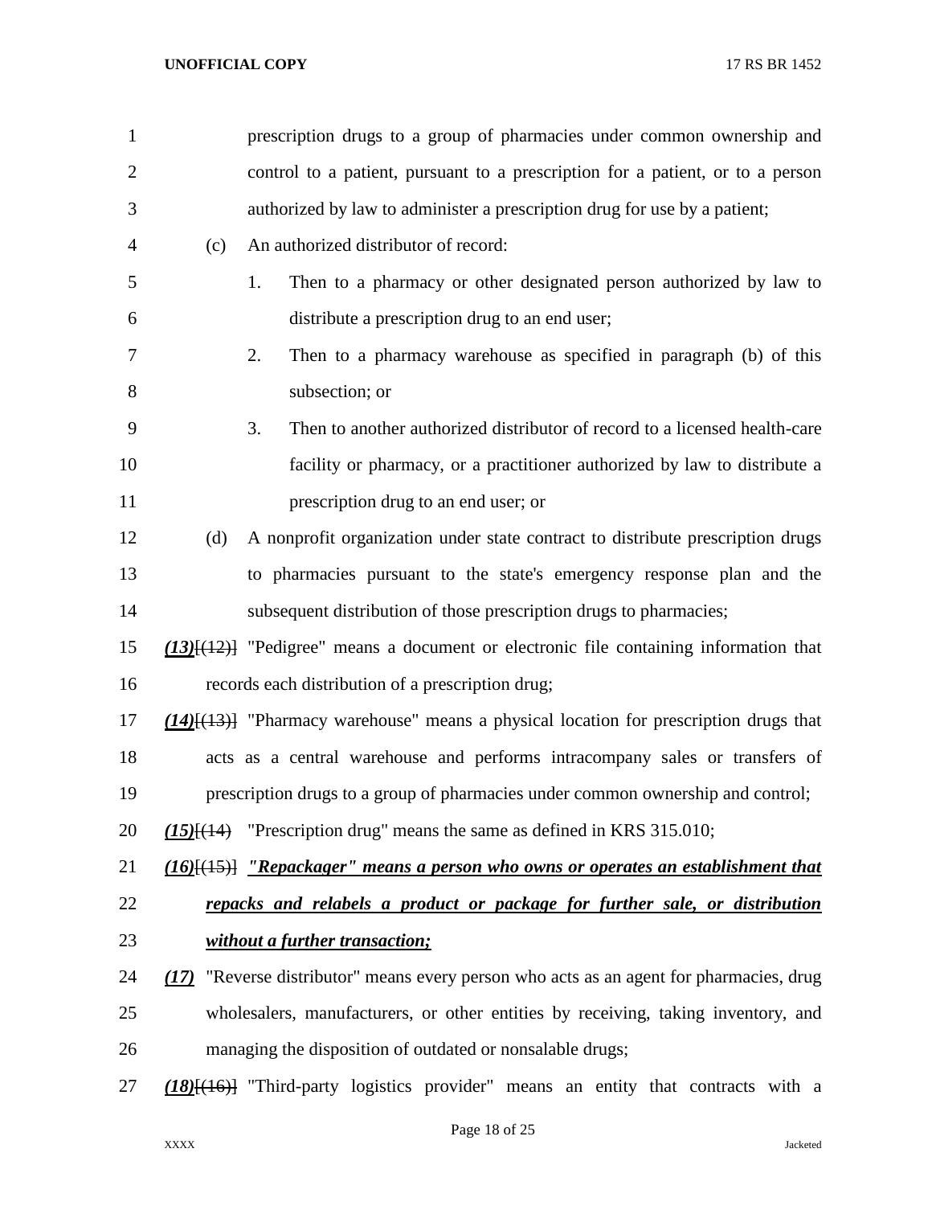prescription drugs to a group of pharmacies under common ownership and control to a patient, pursuant to a prescription for a patient, or to a person authorized by law to administer a prescription drug for use by a patient;

(c) An authorized distributor of record:

1. Then to a pharmacy or other designated person authorized by law to distribute a prescription drug to an end user;

2. Then to a pharmacy warehouse as specified in paragraph (b) of this subsection; or

3. Then to another authorized distributor of record to a licensed health-care facility or pharmacy, or a practitioner authorized by law to distribute a prescription drug to an end user; or

(d) A nonprofit organization under state contract to distribute prescription drugs to pharmacies pursuant to the state's emergency response plan and the subsequent distribution of those prescription drugs to pharmacies;

***(13)***~~[(12)]~~ "Pedigree" means a document or electronic file containing information that records each distribution of a prescription drug;

***(14)***~~[(13)]~~ "Pharmacy warehouse" means a physical location for prescription drugs that acts as a central warehouse and performs intracompany sales or transfers of prescription drugs to a group of pharmacies under common ownership and control;

***(15)***~~[(14)]~~ "Prescription drug" means the same as defined in KRS 315.010;

***(16)***~~[(15)]~~ ***"Repackager" means a person who owns or operates an establishment that repacks and relabels a product or package for further sale, or distribution without a further transaction;***

***(17)*** "Reverse distributor" means every person who acts as an agent for pharmacies, drug wholesalers, manufacturers, or other entities by receiving, taking inventory, and managing the disposition of outdated or nonsalable drugs;

***(18)***~~[(16)]~~ "Third-party logistics provider" means an entity that contracts with a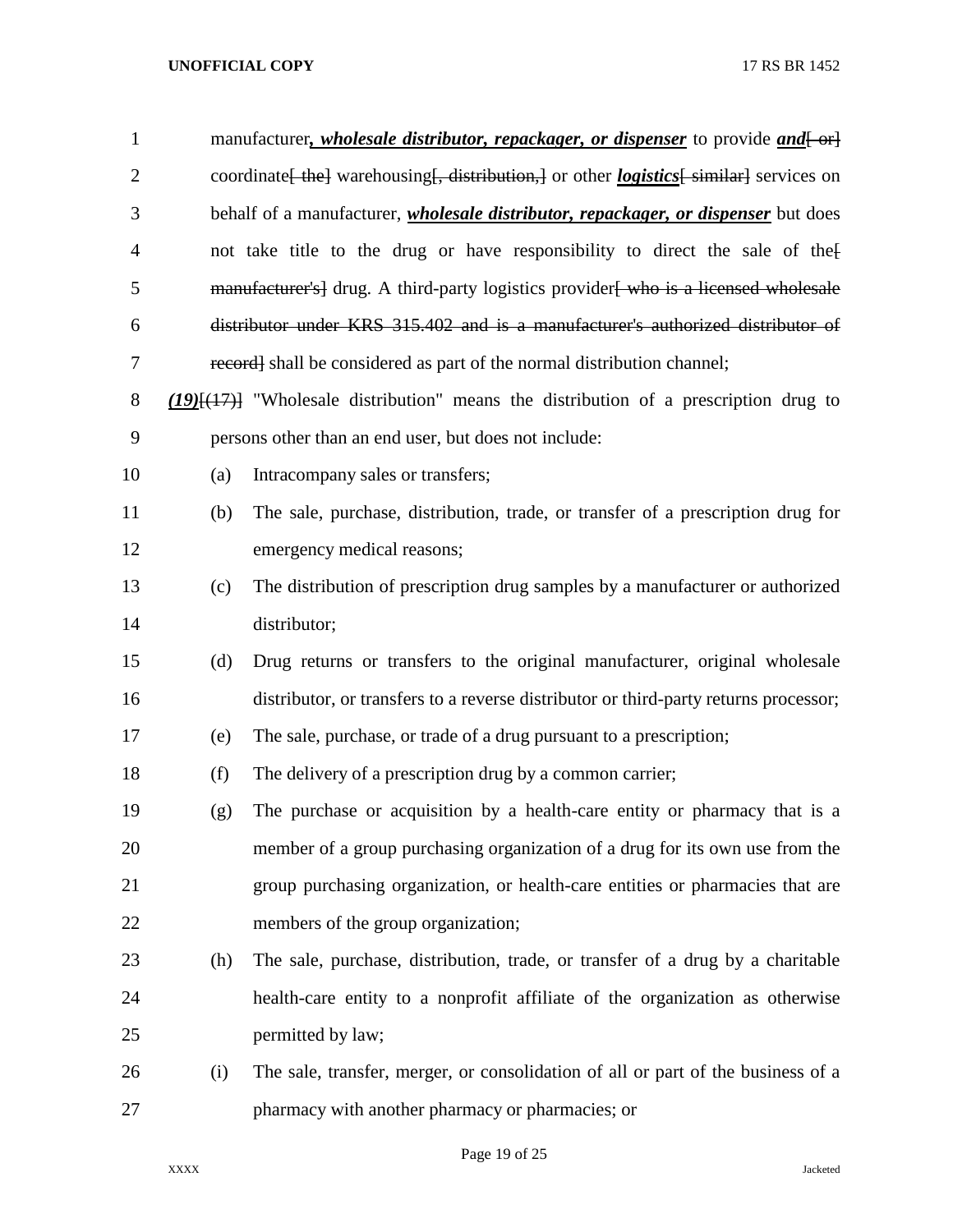manufacturer***, wholesale distributor, repackager, or dispenser*** to provide ***and***~~[ or]~~ coordinate~~[ the]~~ warehousing~~[, distribution,]~~ or other ***logistics***~~[ similar]~~ services on behalf of a manufacturer, ***wholesale distributor, repackager, or dispenser*** but does not take title to the drug or have responsibility to direct the sale of the~~[ manufacturer's]~~ drug. A third-party logistics provider~~[ who is a licensed wholesale distributor under KRS 315.402 and is a manufacturer's authorized distributor of record]~~ shall be considered as part of the normal distribution channel;

***(19)***~~[(17)]~~ "Wholesale distribution" means the distribution of a prescription drug to persons other than an end user, but does not include:

(a) Intracompany sales or transfers;

(b) The sale, purchase, distribution, trade, or transfer of a prescription drug for emergency medical reasons;

(c) The distribution of prescription drug samples by a manufacturer or authorized distributor;

(d) Drug returns or transfers to the original manufacturer, original wholesale distributor, or transfers to a reverse distributor or third-party returns processor;

(e) The sale, purchase, or trade of a drug pursuant to a prescription;

(f) The delivery of a prescription drug by a common carrier;

(g) The purchase or acquisition by a health-care entity or pharmacy that is a member of a group purchasing organization of a drug for its own use from the group purchasing organization, or health-care entities or pharmacies that are members of the group organization;

(h) The sale, purchase, distribution, trade, or transfer of a drug by a charitable health-care entity to a nonprofit affiliate of the organization as otherwise permitted by law;

(i) The sale, transfer, merger, or consolidation of all or part of the business of a pharmacy with another pharmacy or pharmacies; or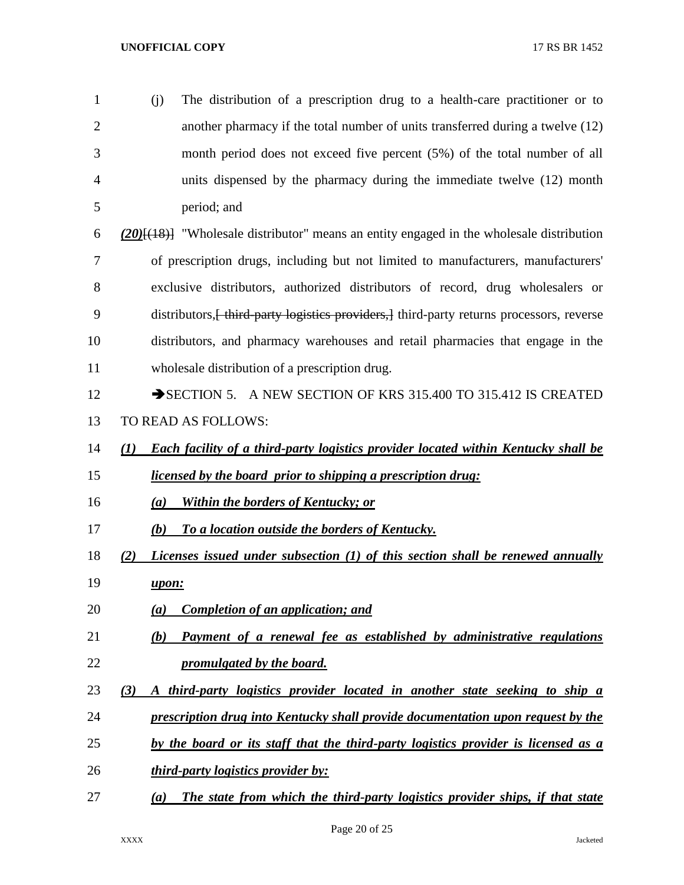(j) The distribution of a prescription drug to a health-care practitioner or to another pharmacy if the total number of units transferred during a twelve (12) month period does not exceed five percent (5%) of the total number of all units dispensed by the pharmacy during the immediate twelve (12) month period; and

***(20)***~~[(18)]~~ "Wholesale distributor" means an entity engaged in the wholesale distribution of prescription drugs, including but not limited to manufacturers, manufacturers' exclusive distributors, authorized distributors of record, drug wholesalers or distributors,~~[ third-party logistics providers,]~~ third-party returns processors, reverse distributors, and pharmacy warehouses and retail pharmacies that engage in the wholesale distribution of a prescription drug.

➔SECTION 5. A NEW SECTION OF KRS 315.400 TO 315.412 IS CREATED TO READ AS FOLLOWS:

***(1) Each facility of a third-party logistics provider located within Kentucky shall be licensed by the board prior to shipping a prescription drug:***

***(a) Within the borders of Kentucky; or***

***(b) To a location outside the borders of Kentucky.***

***(2) Licenses issued under subsection (1) of this section shall be renewed annually upon:***

***(a) Completion of an application; and***

***(b) Payment of a renewal fee as established by administrative regulations promulgated by the board.***

***(3) A third-party logistics provider located in another state seeking to ship a prescription drug into Kentucky shall provide documentation upon request by the by the board or its staff that the third-party logistics provider is licensed as a third-party logistics provider by:***

***(a) The state from which the third-party logistics provider ships, if that state***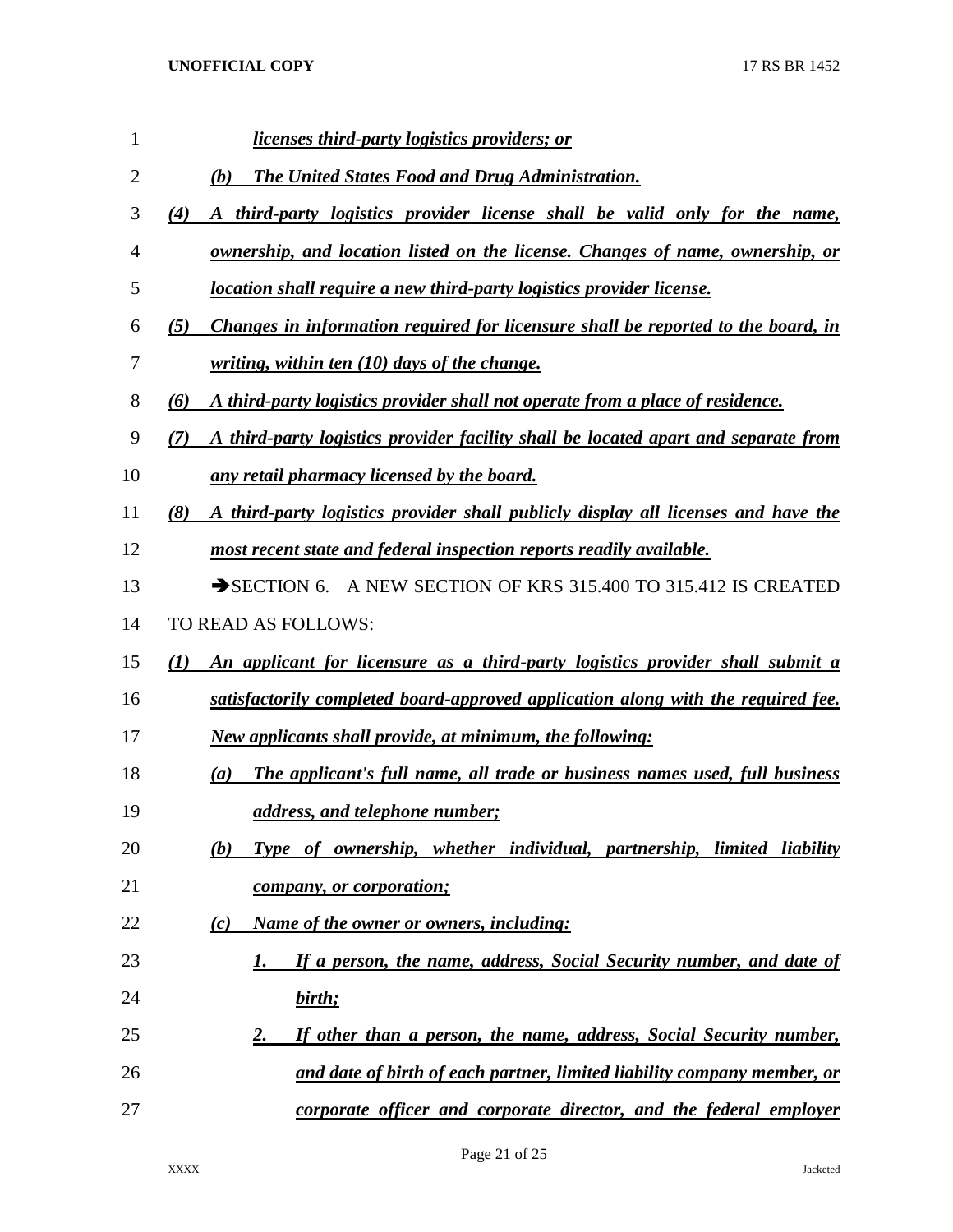***licenses third-party logistics providers; or***

***(b) The United States Food and Drug Administration.***

***(4) A third-party logistics provider license shall be valid only for the name, ownership, and location listed on the license. Changes of name, ownership, or location shall require a new third-party logistics provider license.***

***(5) Changes in information required for licensure shall be reported to the board, in writing, within ten (10) days of the change.***

***(6) A third-party logistics provider shall not operate from a place of residence.***

***(7) A third-party logistics provider facility shall be located apart and separate from any retail pharmacy licensed by the board.***

***(8) A third-party logistics provider shall publicly display all licenses and have the most recent state and federal inspection reports readily available.***

➔SECTION 6. A NEW SECTION OF KRS 315.400 TO 315.412 IS CREATED TO READ AS FOLLOWS:

***(1) An applicant for licensure as a third-party logistics provider shall submit a satisfactorily completed board-approved application along with the required fee. New applicants shall provide, at minimum, the following:***

***(a) The applicant's full name, all trade or business names used, full business address, and telephone number;***

***(b) Type of ownership, whether individual, partnership, limited liability company, or corporation;***

***(c) Name of the owner or owners, including:***

***1. If a person, the name, address, Social Security number, and date of birth;***

***2. If other than a person, the name, address, Social Security number, and date of birth of each partner, limited liability company member, or corporate officer and corporate director, and the federal employer***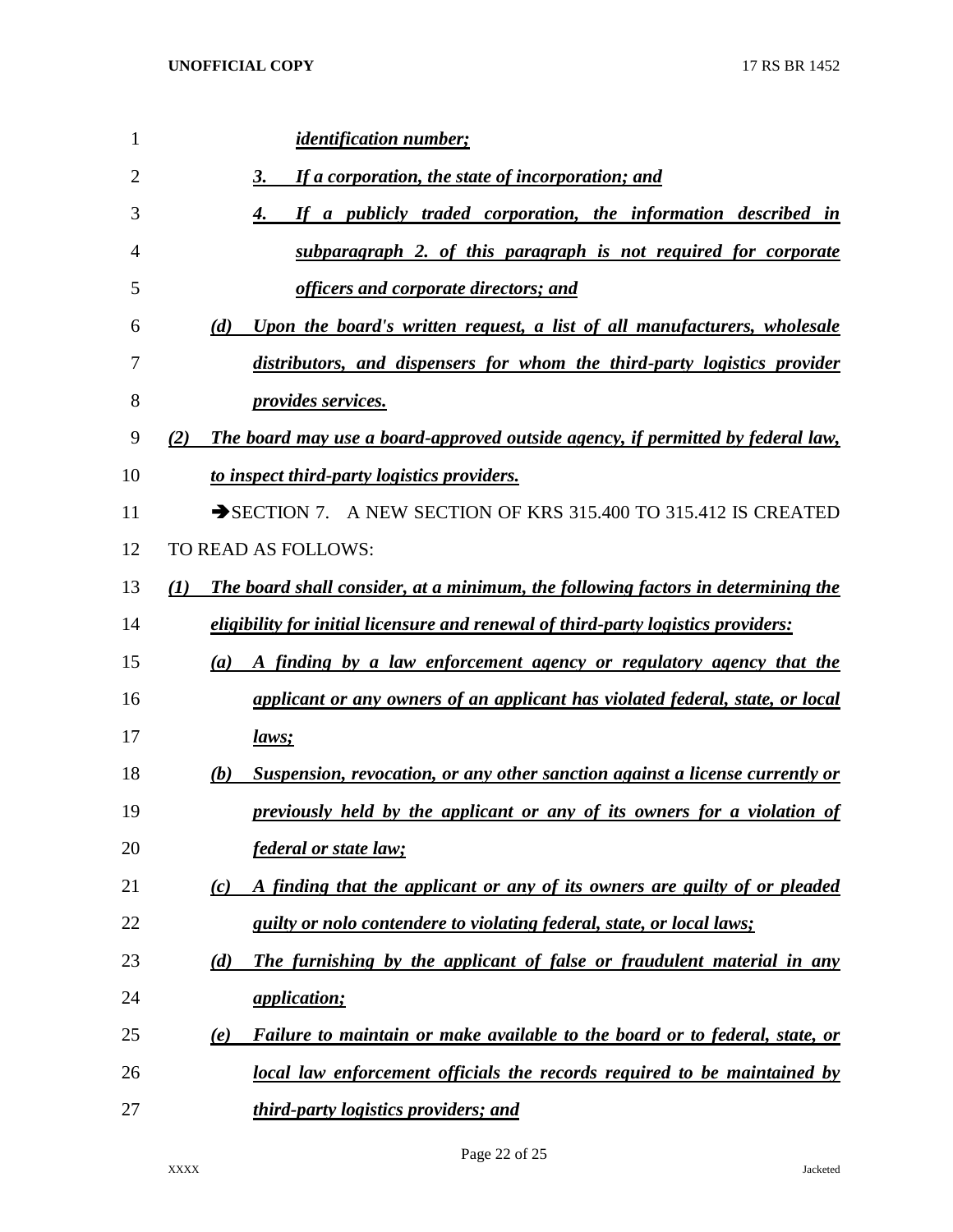*identification number;*

*3. If a corporation, the state of incorporation; and*

*4. If a publicly traded corporation, the information described in subparagraph 2. of this paragraph is not required for corporate officers and corporate directors; and*

*(d) Upon the board's written request, a list of all manufacturers, wholesale distributors, and dispensers for whom the third-party logistics provider provides services.*

*(2) The board may use a board-approved outside agency, if permitted by federal law, to inspect third-party logistics providers.*

➔SECTION 7. A NEW SECTION OF KRS 315.400 TO 315.412 IS CREATED TO READ AS FOLLOWS:

*(1) The board shall consider, at a minimum, the following factors in determining the eligibility for initial licensure and renewal of third-party logistics providers:*

*(a) A finding by a law enforcement agency or regulatory agency that the applicant or any owners of an applicant has violated federal, state, or local laws;*

*(b) Suspension, revocation, or any other sanction against a license currently or previously held by the applicant or any of its owners for a violation of federal or state law;*

*(c) A finding that the applicant or any of its owners are guilty of or pleaded guilty or nolo contendere to violating federal, state, or local laws;*

*(d) The furnishing by the applicant of false or fraudulent material in any application;*

*(e) Failure to maintain or make available to the board or to federal, state, or local law enforcement officials the records required to be maintained by third-party logistics providers; and*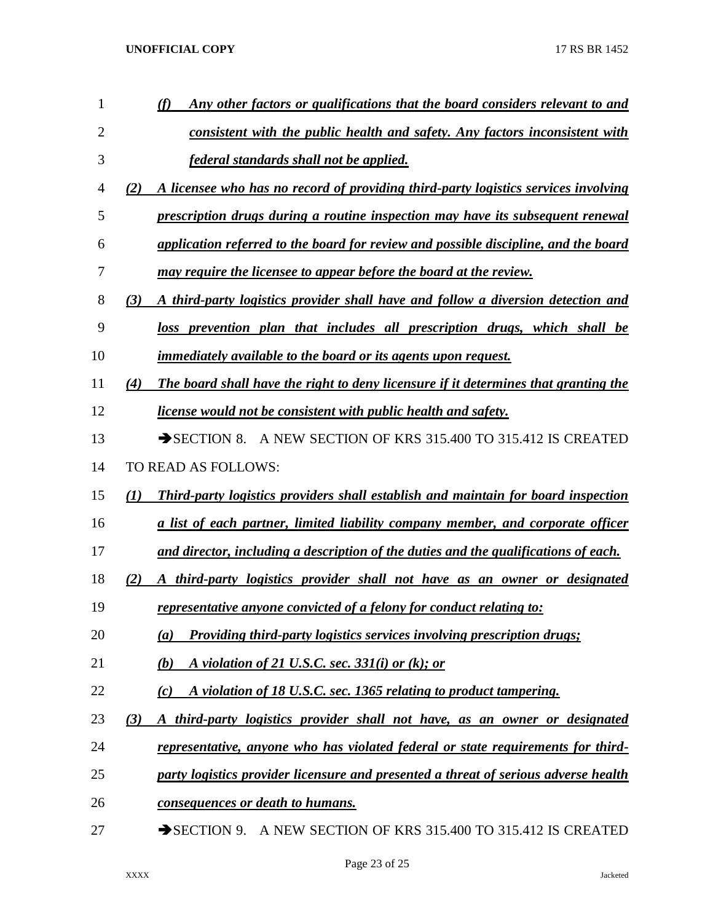*(f) Any other factors or qualifications that the board considers relevant to and consistent with the public health and safety. Any factors inconsistent with federal standards shall not be applied.*

*(2) A licensee who has no record of providing third-party logistics services involving prescription drugs during a routine inspection may have its subsequent renewal application referred to the board for review and possible discipline, and the board may require the licensee to appear before the board at the review.*

*(3) A third-party logistics provider shall have and follow a diversion detection and loss prevention plan that includes all prescription drugs, which shall be immediately available to the board or its agents upon request.*

*(4) The board shall have the right to deny licensure if it determines that granting the license would not be consistent with public health and safety.*

➔SECTION 8. A NEW SECTION OF KRS 315.400 TO 315.412 IS CREATED TO READ AS FOLLOWS:

*(1) Third-party logistics providers shall establish and maintain for board inspection a list of each partner, limited liability company member, and corporate officer and director, including a description of the duties and the qualifications of each.*

*(2) A third-party logistics provider shall not have as an owner or designated representative anyone convicted of a felony for conduct relating to:*

*(a) Providing third-party logistics services involving prescription drugs;*

*(b) A violation of 21 U.S.C. sec. 331(i) or (k); or*

*(c) A violation of 18 U.S.C. sec. 1365 relating to product tampering.*

*(3) A third-party logistics provider shall not have, as an owner or designated representative, anyone who has violated federal or state requirements for third-party logistics provider licensure and presented a threat of serious adverse health consequences or death to humans.*

➔SECTION 9. A NEW SECTION OF KRS 315.400 TO 315.412 IS CREATED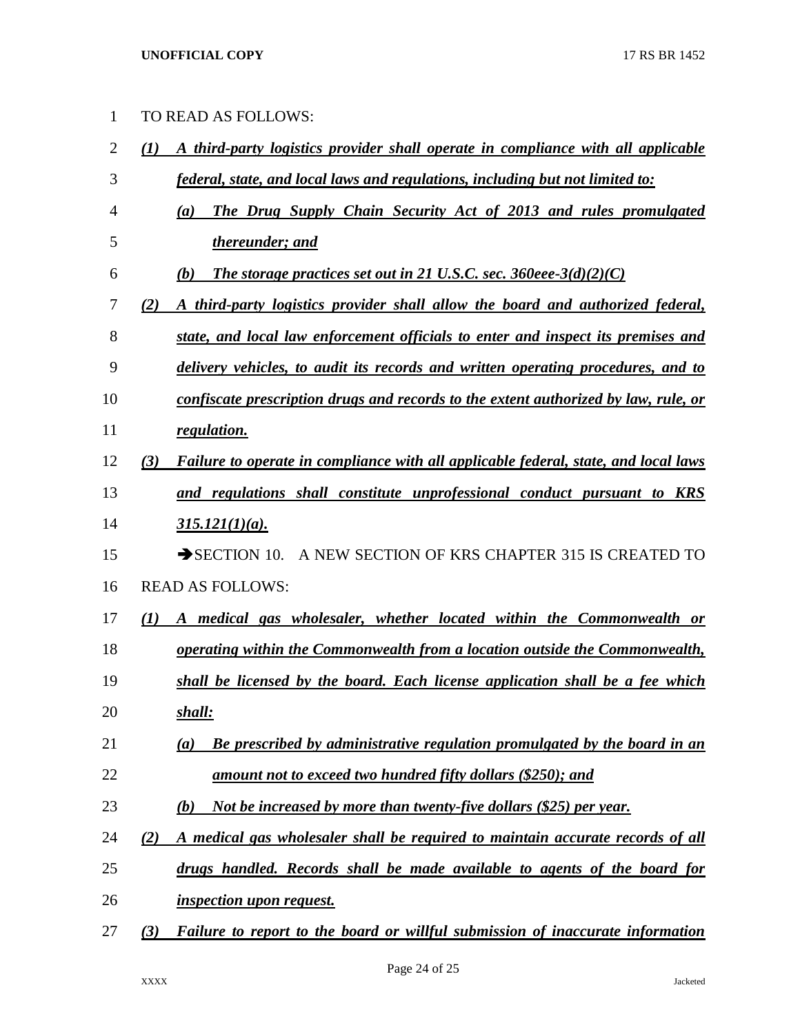TO READ AS FOLLOWS:

*(1) A third-party logistics provider shall operate in compliance with all applicable federal, state, and local laws and regulations, including but not limited to:*

*(a) The Drug Supply Chain Security Act of 2013 and rules promulgated thereunder; and*

*(b) The storage practices set out in 21 U.S.C. sec. 360eee-3(d)(2)(C)*

*(2) A third-party logistics provider shall allow the board and authorized federal, state, and local law enforcement officials to enter and inspect its premises and delivery vehicles, to audit its records and written operating procedures, and to confiscate prescription drugs and records to the extent authorized by law, rule, or regulation.*

*(3) Failure to operate in compliance with all applicable federal, state, and local laws and regulations shall constitute unprofessional conduct pursuant to KRS 315.121(1)(a).*

➔SECTION 10. A NEW SECTION OF KRS CHAPTER 315 IS CREATED TO READ AS FOLLOWS:

*(1) A medical gas wholesaler, whether located within the Commonwealth or operating within the Commonwealth from a location outside the Commonwealth, shall be licensed by the board. Each license application shall be a fee which shall:*

*(a) Be prescribed by administrative regulation promulgated by the board in an amount not to exceed two hundred fifty dollars ($250); and*

*(b) Not be increased by more than twenty-five dollars ($25) per year.*

*(2) A medical gas wholesaler shall be required to maintain accurate records of all drugs handled. Records shall be made available to agents of the board for inspection upon request.*

*(3) Failure to report to the board or willful submission of inaccurate information*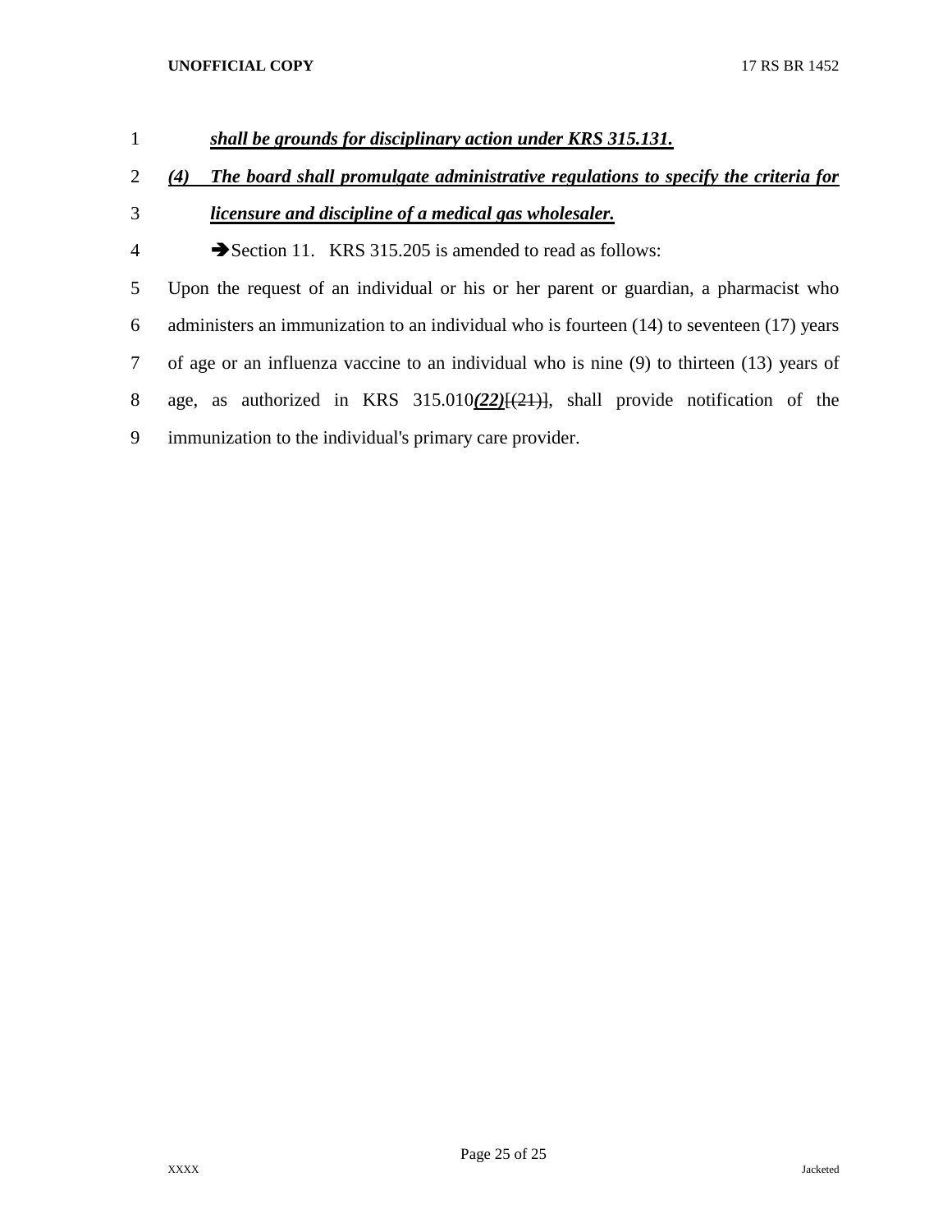***shall be grounds for disciplinary action under KRS 315.131.***

***(4) The board shall promulgate administrative regulations to specify the criteria for licensure and discipline of a medical gas wholesaler.***

➔Section 11. KRS 315.205 is amended to read as follows:

Upon the request of an individual or his or her parent or guardian, a pharmacist who administers an immunization to an individual who is fourteen (14) to seventeen (17) years of age or an influenza vaccine to an individual who is nine (9) to thirteen (13) years of age, as authorized in KRS 315.010***(22)***[(21)], shall provide notification of the immunization to the individual's primary care provider.